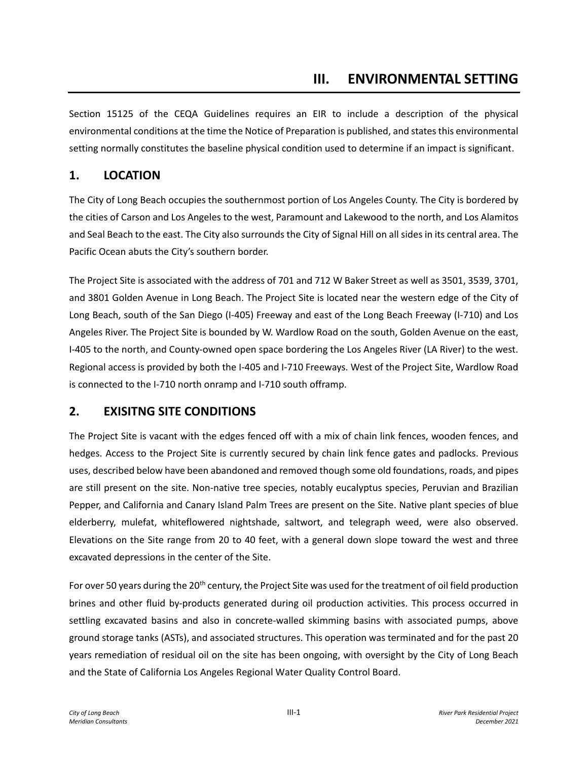# III. ENVIRONMENTAL SETTING

Section 15125 of the CEQA Guidelines requires an EIR to include a description of the physical environmental conditions at the time the Notice of Preparation is published, and states this environmental setting normally constitutes the baseline physical condition used to determine if an impact is significant.

## 1. LOCATION

The City of Long Beach occupies the southernmost portion of Los Angeles County. The City is bordered by the cities of Carson and Los Angeles to the west, Paramount and Lakewood to the north, and Los Alamitos and Seal Beach to the east. The City also surrounds the City of Signal Hill on all sides in its central area. The Pacific Ocean abuts the City's southern border.

The Project Site is associated with the address of 701 and 712 W Baker Street as well as 3501, 3539, 3701, and 3801 Golden Avenue in Long Beach. The Project Site is located near the western edge of the City of Long Beach, south of the San Diego (I-405) Freeway and east of the Long Beach Freeway (I-710) and Los Angeles River. The Project Site is bounded by W. Wardlow Road on the south, Golden Avenue on the east, I-405 to the north, and County-owned open space bordering the Los Angeles River (LA River) to the west. Regional access is provided by both the I-405 and I-710 Freeways. West of the Project Site, Wardlow Road is connected to the I-710 north onramp and I-710 south offramp.

## 2. EXISITNG SITE CONDITIONS

The Project Site is vacant with the edges fenced off with a mix of chain link fences, wooden fences, and hedges. Access to the Project Site is currently secured by chain link fence gates and padlocks. Previous uses, described below have been abandoned and removed though some old foundations, roads, and pipes are still present on the site. Non-native tree species, notably eucalyptus species, Peruvian and Brazilian Pepper, and California and Canary Island Palm Trees are present on the Site. Native plant species of blue elderberry, mulefat, whiteflowered nightshade, saltwort, and telegraph weed, were also observed. Elevations on the Site range from 20 to 40 feet, with a general down slope toward the west and three excavated depressions in the center of the Site.

For over 50 years during the 20th century, the Project Site was used for the treatment of oil field production brines and other fluid by-products generated during oil production activities. This process occurred in settling excavated basins and also in concrete-walled skimming basins with associated pumps, above ground storage tanks (ASTs), and associated structures. This operation was terminated and for the past 20 years remediation of residual oil on the site has been ongoing, with oversight by the City of Long Beach and the State of California Los Angeles Regional Water Quality Control Board.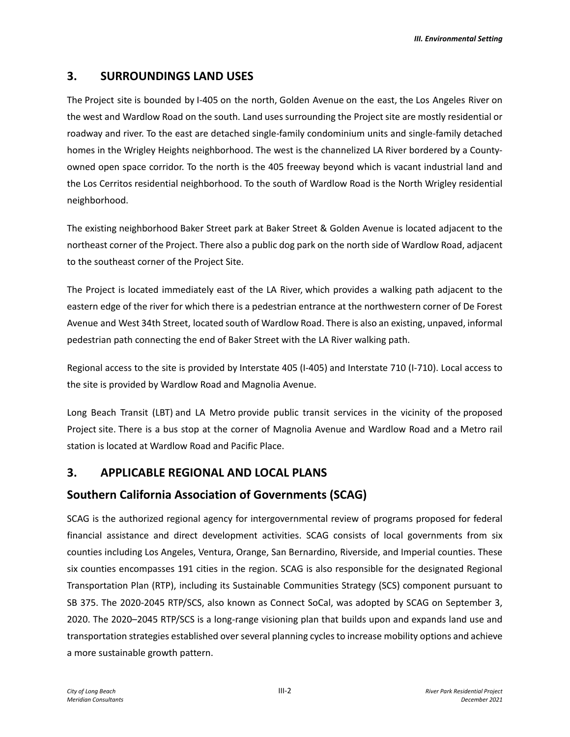## 3. SURROUNDINGS LAND USES

The Project site is bounded by I-405 on the north, Golden Avenue on the east, the Los Angeles River on the west and Wardlow Road on the south. Land uses surrounding the Project site are mostly residential or roadway and river. To the east are detached single-family condominium units and single-family detached homes in the Wrigley Heights neighborhood. The west is the channelized LA River bordered by a County-owned open space corridor. To the north is the 405 freeway beyond which is vacant industrial land and the Los Cerritos residential neighborhood. To the south of Wardlow Road is the North Wrigley residential neighborhood.

The existing neighborhood Baker Street park at Baker Street & Golden Avenue is located adjacent to the northeast corner of the Project. There also a public dog park on the north side of Wardlow Road, adjacent to the southeast corner of the Project Site.

The Project is located immediately east of the LA River, which provides a walking path adjacent to the eastern edge of the river for which there is a pedestrian entrance at the northwestern corner of De Forest Avenue and West 34th Street, located south of Wardlow Road. There is also an existing, unpaved, informal pedestrian path connecting the end of Baker Street with the LA River walking path.

Regional access to the site is provided by Interstate 405 (I-405) and Interstate 710 (I-710). Local access to the site is provided by Wardlow Road and Magnolia Avenue.

Long Beach Transit (LBT) and LA Metro provide public transit services in the vicinity of the proposed Project site. There is a bus stop at the corner of Magnolia Avenue and Wardlow Road and a Metro rail station is located at Wardlow Road and Pacific Place.

## 3. APPLICABLE REGIONAL AND LOCAL PLANS

### Southern California Association of Governments (SCAG)

SCAG is the authorized regional agency for intergovernmental review of programs proposed for federal financial assistance and direct development activities. SCAG consists of local governments from six counties including Los Angeles, Ventura, Orange, San Bernardino, Riverside, and Imperial counties. These six counties encompasses 191 cities in the region. SCAG is also responsible for the designated Regional Transportation Plan (RTP), including its Sustainable Communities Strategy (SCS) component pursuant to SB 375. The 2020-2045 RTP/SCS, also known as Connect SoCal, was adopted by SCAG on September 3, 2020. The 2020–2045 RTP/SCS is a long-range visioning plan that builds upon and expands land use and transportation strategies established over several planning cycles to increase mobility options and achieve a more sustainable growth pattern.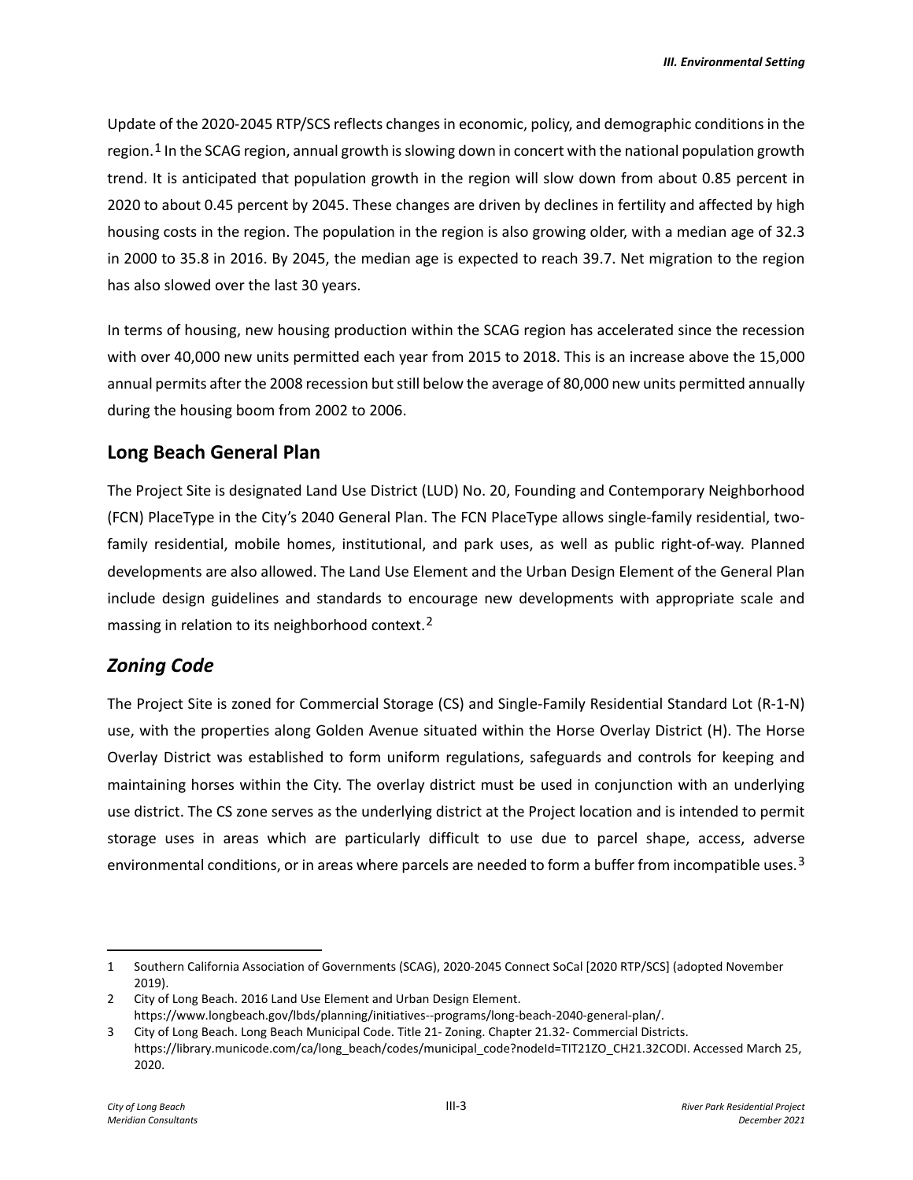Update of the 2020-2045 RTP/SCS reflects changes in economic, policy, and demographic conditions in the region.[1] In the SCAG region, annual growth is slowing down in concert with the national population growth trend. It is anticipated that population growth in the region will slow down from about 0.85 percent in 2020 to about 0.45 percent by 2045. These changes are driven by declines in fertility and affected by high housing costs in the region. The population in the region is also growing older, with a median age of 32.3 in 2000 to 35.8 in 2016. By 2045, the median age is expected to reach 39.7. Net migration to the region has also slowed over the last 30 years.

In terms of housing, new housing production within the SCAG region has accelerated since the recession with over 40,000 new units permitted each year from 2015 to 2018. This is an increase above the 15,000 annual permits after the 2008 recession but still below the average of 80,000 new units permitted annually during the housing boom from 2002 to 2006.

## Long Beach General Plan

The Project Site is designated Land Use District (LUD) No. 20, Founding and Contemporary Neighborhood (FCN) PlaceType in the City's 2040 General Plan. The FCN PlaceType allows single-family residential, two-family residential, mobile homes, institutional, and park uses, as well as public right-of-way. Planned developments are also allowed. The Land Use Element and the Urban Design Element of the General Plan include design guidelines and standards to encourage new developments with appropriate scale and massing in relation to its neighborhood context.[2]

## *Zoning Code*

The Project Site is zoned for Commercial Storage (CS) and Single-Family Residential Standard Lot (R-1-N) use, with the properties along Golden Avenue situated within the Horse Overlay District (H). The Horse Overlay District was established to form uniform regulations, safeguards and controls for keeping and maintaining horses within the City. The overlay district must be used in conjunction with an underlying use district. The CS zone serves as the underlying district at the Project location and is intended to permit storage uses in areas which are particularly difficult to use due to parcel shape, access, adverse environmental conditions, or in areas where parcels are needed to form a buffer from incompatible uses.[3]

---

1 Southern California Association of Governments (SCAG), 2020-2045 Connect SoCal [2020 RTP/SCS] (adopted November 2019).

2 City of Long Beach. 2016 Land Use Element and Urban Design Element. https://www.longbeach.gov/lbds/planning/initiatives--programs/long-beach-2040-general-plan/.

3 City of Long Beach. Long Beach Municipal Code. Title 21- Zoning. Chapter 21.32- Commercial Districts. https://library.municode.com/ca/long_beach/codes/municipal_code?nodeId=TIT21ZO_CH21.32CODI. Accessed March 25, 2020.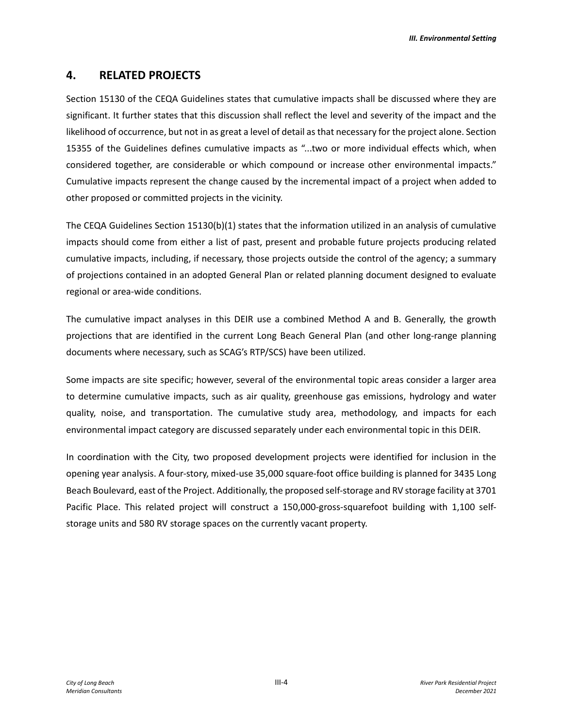## 4. RELATED PROJECTS

Section 15130 of the CEQA Guidelines states that cumulative impacts shall be discussed where they are significant. It further states that this discussion shall reflect the level and severity of the impact and the likelihood of occurrence, but not in as great a level of detail as that necessary for the project alone. Section 15355 of the Guidelines defines cumulative impacts as "...two or more individual effects which, when considered together, are considerable or which compound or increase other environmental impacts." Cumulative impacts represent the change caused by the incremental impact of a project when added to other proposed or committed projects in the vicinity.

The CEQA Guidelines Section 15130(b)(1) states that the information utilized in an analysis of cumulative impacts should come from either a list of past, present and probable future projects producing related cumulative impacts, including, if necessary, those projects outside the control of the agency; a summary of projections contained in an adopted General Plan or related planning document designed to evaluate regional or area-wide conditions.

The cumulative impact analyses in this DEIR use a combined Method A and B. Generally, the growth projections that are identified in the current Long Beach General Plan (and other long-range planning documents where necessary, such as SCAG's RTP/SCS) have been utilized.

Some impacts are site specific; however, several of the environmental topic areas consider a larger area to determine cumulative impacts, such as air quality, greenhouse gas emissions, hydrology and water quality, noise, and transportation. The cumulative study area, methodology, and impacts for each environmental impact category are discussed separately under each environmental topic in this DEIR.

In coordination with the City, two proposed development projects were identified for inclusion in the opening year analysis. A four-story, mixed-use 35,000 square-foot office building is planned for 3435 Long Beach Boulevard, east of the Project. Additionally, the proposed self-storage and RV storage facility at 3701 Pacific Place. This related project will construct a 150,000-gross-squarefoot building with 1,100 self-storage units and 580 RV storage spaces on the currently vacant property.